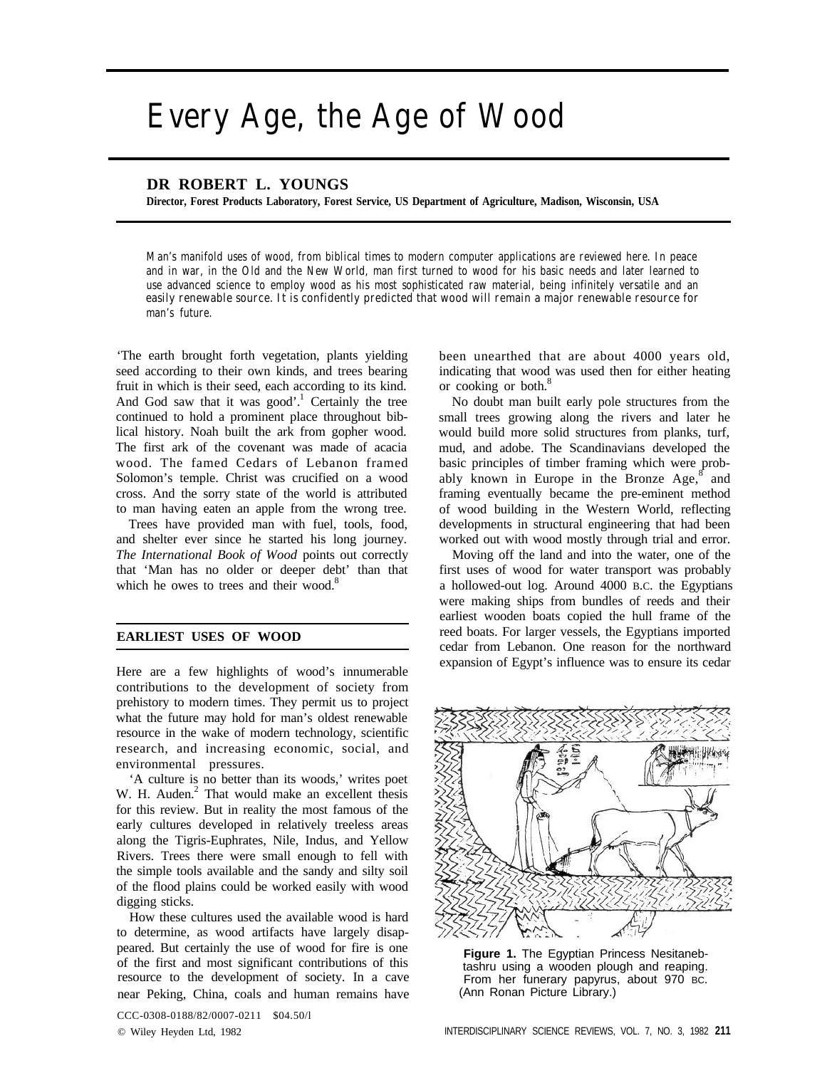# Every Age, the Age of Wood

**DR ROBERT L. YOUNGS**

**Director, Forest Products Laboratory, Forest Service, US Department of Agriculture, Madison, Wisconsin, USA**

*Man's manifold uses of wood, from biblical times to modern computer applications are reviewed here. In peace and in war, in the Old and the New World, man first turned to wood for his basic needs and later learned to use advanced science to employ wood as his most sophisticated raw material, being infinitely versatile and an easily renewable source. It is confidently predicted that wood will remain a major renewable resource for man's future.*

'The earth brought forth vegetation, plants yielding seed according to their own kinds, and trees bearing fruit in which is their seed, each according to its kind. And God saw that it was good'.[1] Certainly the tree continued to hold a prominent place throughout biblical history. Noah built the ark from gopher wood. The first ark of the covenant was made of acacia wood. The famed Cedars of Lebanon framed Solomon's temple. Christ was crucified on a wood cross. And the sorry state of the world is attributed to man having eaten an apple from the wrong tree.

Trees have provided man with fuel, tools, food, and shelter ever since he started his long journey. *The International Book of Wood* points out correctly that 'Man has no older or deeper debt' than that which he owes to trees and their wood.[8]

## EARLIEST USES OF WOOD

Here are a few highlights of wood's innumerable contributions to the development of society from prehistory to modern times. They permit us to project what the future may hold for man's oldest renewable resource in the wake of modern technology, scientific research, and increasing economic, social, and environmental pressures.

'A culture is no better than its woods,' writes poet W. H. Auden.[2] That would make an excellent thesis for this review. But in reality the most famous of the early cultures developed in relatively treeless areas along the Tigris-Euphrates, Nile, Indus, and Yellow Rivers. Trees there were small enough to fell with the simple tools available and the sandy and silty soil of the flood plains could be worked easily with wood digging sticks.

How these cultures used the available wood is hard to determine, as wood artifacts have largely disappeared. But certainly the use of wood for fire is one of the first and most significant contributions of this resource to the development of society. In a cave near Peking, China, coals and human remains have been unearthed that are about 4000 years old, indicating that wood was used then for either heating or cooking or both.[8]

No doubt man built early pole structures from the small trees growing along the rivers and later he would build more solid structures from planks, turf, mud, and adobe. The Scandinavians developed the basic principles of timber framing which were probably known in Europe in the Bronze Age,[8] and framing eventually became the pre-eminent method of wood building in the Western World, reflecting developments in structural engineering that had been worked out with wood mostly through trial and error.

Moving off the land and into the water, one of the first uses of wood for water transport was probably a hollowed-out log. Around 4000 B.C. the Egyptians were making ships from bundles of reeds and their earliest wooden boats copied the hull frame of the reed boats. For larger vessels, the Egyptians imported cedar from Lebanon. One reason for the northward expansion of Egypt's influence was to ensure its cedar

**Figure 1.** The Egyptian Princess Nesitanebtashru using a wooden plough and reaping. From her funerary papyrus, about 970 BC. (Ann Ronan Picture Library.)

CCC-0308-0188/82/0007-0211 $04.50/l

© Wiley Heyden Ltd, 1982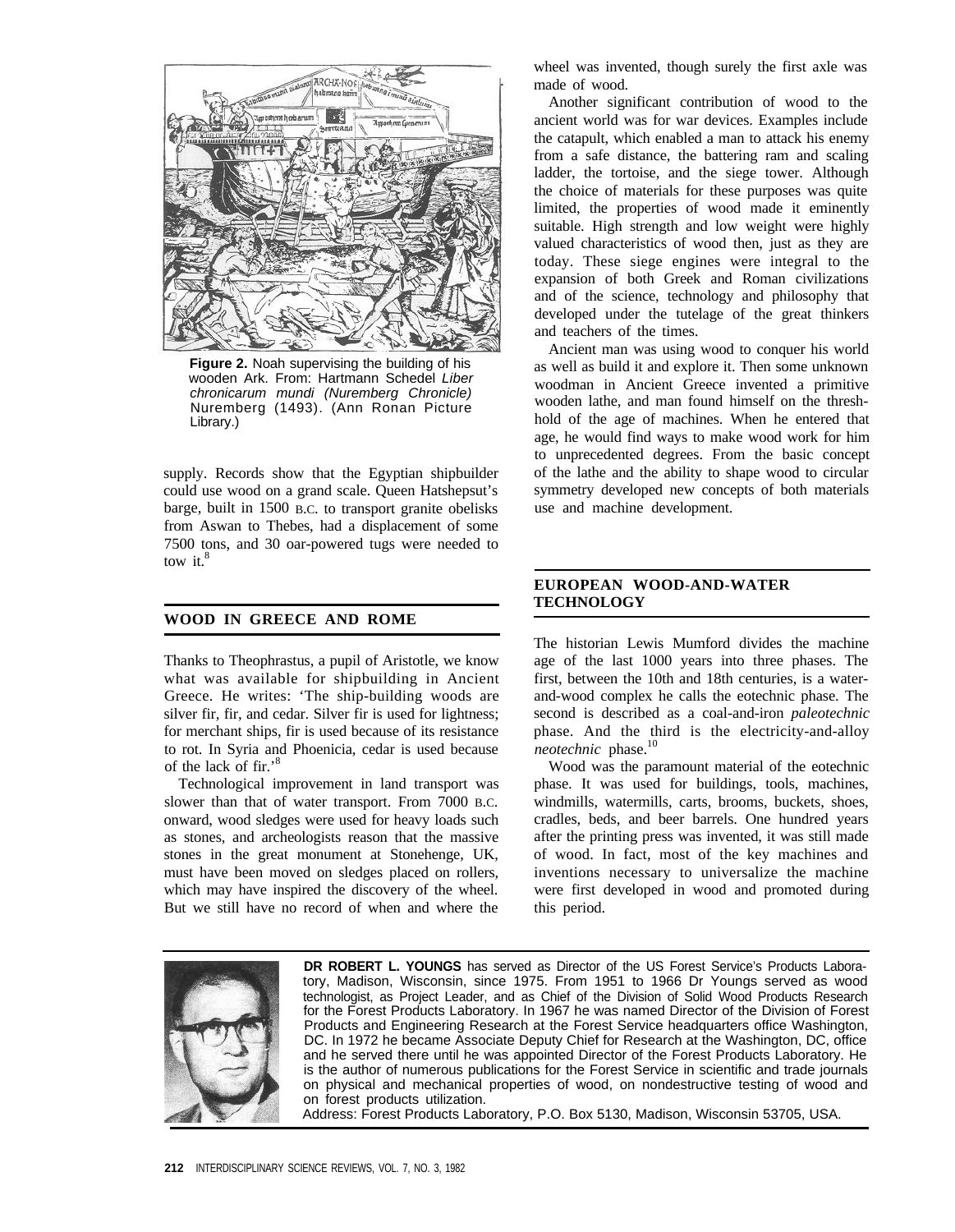**Figure 2.** Noah supervising the building of his wooden Ark. From: Hartmann Schedel *Liber chronicarum mundi (Nuremberg Chronicle)* Nuremberg (1493). (Ann Ronan Picture Library.)

supply. Records show that the Egyptian shipbuilder could use wood on a grand scale. Queen Hatshepsut's barge, built in 1500 B.C. to transport granite obelisks from Aswan to Thebes, had a displacement of some 7500 tons, and 30 oar-powered tugs were needed to tow it.[8]

## WOOD IN GREECE AND ROME

Thanks to Theophrastus, a pupil of Aristotle, we know what was available for shipbuilding in Ancient Greece. He writes: 'The ship-building woods are silver fir, fir, and cedar. Silver fir is used for lightness; for merchant ships, fir is used because of its resistance to rot. In Syria and Phoenicia, cedar is used because of the lack of fir.'[8]

Technological improvement in land transport was slower than that of water transport. From 7000 B.C. onward, wood sledges were used for heavy loads such as stones, and archeologists reason that the massive stones in the great monument at Stonehenge, UK, must have been moved on sledges placed on rollers, which may have inspired the discovery of the wheel. But we still have no record of when and where the wheel was invented, though surely the first axle was made of wood.

Another significant contribution of wood to the ancient world was for war devices. Examples include the catapult, which enabled a man to attack his enemy from a safe distance, the battering ram and scaling ladder, the tortoise, and the siege tower. Although the choice of materials for these purposes was quite limited, the properties of wood made it eminently suitable. High strength and low weight were highly valued characteristics of wood then, just as they are today. These siege engines were integral to the expansion of both Greek and Roman civilizations and of the science, technology and philosophy that developed under the tutelage of the great thinkers and teachers of the times.

Ancient man was using wood to conquer his world as well as build it and explore it. Then some unknown woodman in Ancient Greece invented a primitive wooden lathe, and man found himself on the threshhold of the age of machines. When he entered that age, he would find ways to make wood work for him to unprecedented degrees. From the basic concept of the lathe and the ability to shape wood to circular symmetry developed new concepts of both materials use and machine development.

## EUROPEAN WOOD-AND-WATER TECHNOLOGY

The historian Lewis Mumford divides the machine age of the last 1000 years into three phases. The first, between the 10th and 18th centuries, is a water-and-wood complex he calls the eotechnic phase. The second is described as a coal-and-iron *paleotechnic* phase. And the third is the electricity-and-alloy *neotechnic* phase.[10]

Wood was the paramount material of the eotechnic phase. It was used for buildings, tools, machines, windmills, watermills, carts, brooms, buckets, shoes, cradles, beds, and beer barrels. One hundred years after the printing press was invented, it was still made of wood. In fact, most of the key machines and inventions necessary to universalize the machine were first developed in wood and promoted during this period.

**DR ROBERT L. YOUNGS** has served as Director of the US Forest Service's Products Laboratory, Madison, Wisconsin, since 1975. From 1951 to 1966 Dr Youngs served as wood technologist, as Project Leader, and as Chief of the Division of Solid Wood Products Research for the Forest Products Laboratory. In 1967 he was named Director of the Division of Forest Products and Engineering Research at the Forest Service headquarters office Washington, DC. In 1972 he became Associate Deputy Chief for Research at the Washington, DC, office and he served there until he was appointed Director of the Forest Products Laboratory. He is the author of numerous publications for the Forest Service in scientific and trade journals on physical and mechanical properties of wood, on nondestructive testing of wood and on forest products utilization.
Address: Forest Products Laboratory, P.O. Box 5130, Madison, Wisconsin 53705, USA.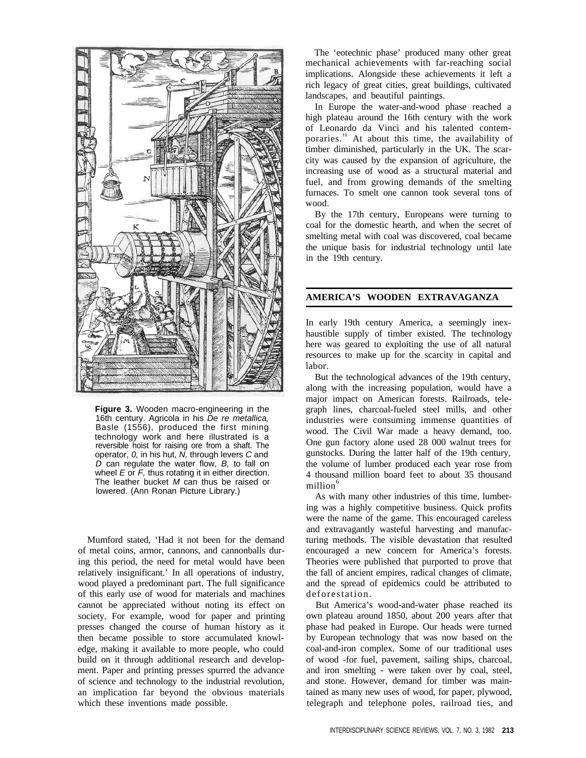Figure 3. Wooden macro-engineering in the 16th century. Agricola in his *De re metallica,* Basle (1556), produced the first mining technology work and here illustrated is a reversible hoist for raising ore from a shaft. The operator, *O,* in his hut, *N,* through levers *C* and *D* can regulate the water flow, *B,* to fall on wheel *E* or *F,* thus rotating it in either direction. The leather bucket *M* can thus be raised or lowered. (Ann Ronan Picture Library.)

Mumford stated, 'Had it not been for the demand of metal coins, armor, cannons, and cannonballs during this period, the need for metal would have been relatively insignificant.' In all operations of industry, wood played a predominant part. The full significance of this early use of wood for materials and machines cannot be appreciated without noting its effect on society. For example, wood for paper and printing presses changed the course of human history as it then became possible to store accumulated knowledge, making it available to more people, who could build on it through additional research and development. Paper and printing presses spurred the advance of science and technology to the industrial revolution, an implication far beyond the obvious materials which these inventions made possible.

The 'eotechnic phase' produced many other great mechanical achievements with far-reaching social implications. Alongside these achievements it left a rich legacy of great cities, great buildings, cultivated landscapes, and beautiful paintings.

In Europe the water-and-wood phase reached a high plateau around the 16th century with the work of Leonardo da Vinci and his talented contemporaries.[10] At about this time, the availability of timber diminished, particularly in the UK. The scarcity was caused by the expansion of agriculture, the increasing use of wood as a structural material and fuel, and from growing demands of the smelting furnaces. To smelt one cannon took several tons of wood.

By the 17th century, Europeans were turning to coal for the domestic hearth, and when the secret of smelting metal with coal was discovered, coal became the unique basis for industrial technology until late in the 19th century.

## AMERICA'S WOODEN EXTRAVAGANZA

In early 19th century America, a seemingly inexhaustible supply of timber existed. The technology here was geared to exploiting the use of all natural resources to make up for the scarcity in capital and labor.

But the technological advances of the 19th century, along with the increasing population, would have a major impact on American forests. Railroads, telegraph lines, charcoal-fueled steel mills, and other industries were consuming immense quantities of wood. The Civil War made a heavy demand, too. One gun factory alone used 28 000 walnut trees for gunstocks. During the latter half of the 19th century, the volume of lumber produced each year rose from 4 thousand million board feet to about 35 thousand million[6]

As with many other industries of this time, lumbering was a highly competitive business. Quick profits were the name of the game. This encouraged careless and extravagantly wasteful harvesting and manufacturing methods. The visible devastation that resulted encouraged a new concern for America's forests. Theories were published that purported to prove that the fall of ancient empires, radical changes of climate, and the spread of epidemics could be attributed to deforestation.

But America's wood-and-water phase reached its own plateau around 1850, about 200 years after that phase had peaked in Europe. Our heads were turned by European technology that was now based on the coal-and-iron complex. Some of our traditional uses of wood -for fuel, pavement, sailing ships, charcoal, and iron smelting - were taken over by coal, steel, and stone. However, demand for timber was maintained as many new uses of wood, for paper, plywood, telegraph and telephone poles, railroad ties, and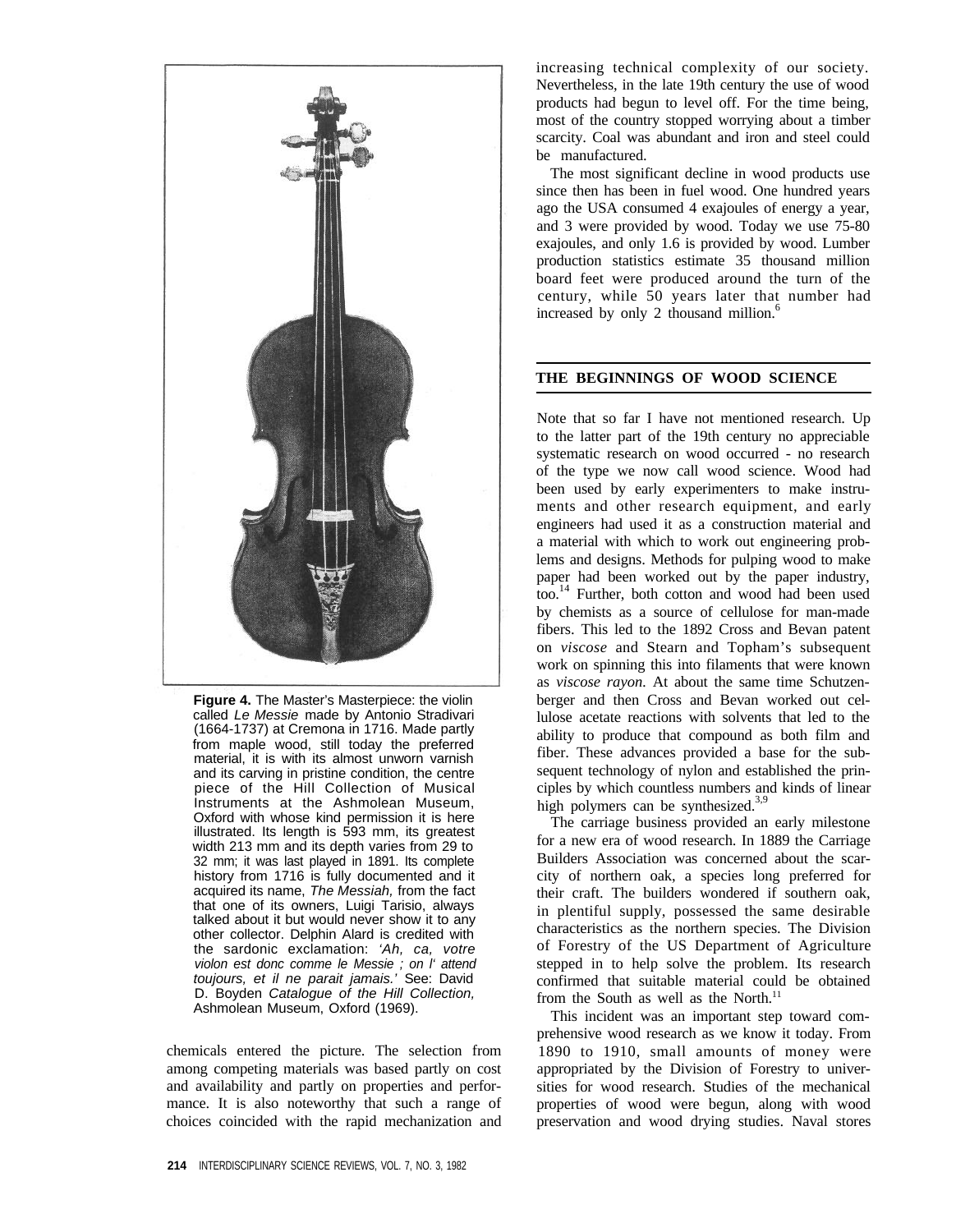**Figure 4.** The Master's Masterpiece: the violin called *Le Messie* made by Antonio Stradivari (1664-1737) at Cremona in 1716. Made partly from maple wood, still today the preferred material, it is with its almost unworn varnish and its carving in pristine condition, the centre piece of the Hill Collection of Musical Instruments at the Ashmolean Museum, Oxford with whose kind permission it is here illustrated. Its length is 593 mm, its greatest width 213 mm and its depth varies from 29 to 32 mm; it was last played in 1891. Its complete history from 1716 is fully documented and it acquired its name, *The Messiah,* from the fact that one of its owners, Luigi Tarisio, always talked about it but would never show it to any other collector. Delphin Alard is credited with the sardonic exclamation: *'Ah, ca, votre violon est donc comme le Messie ; on l' attend toujours, et il ne parait jamais.'* See: David D. Boyden *Catalogue of the Hill Collection,* Ashmolean Museum, Oxford (1969).

chemicals entered the picture. The selection from among competing materials was based partly on cost and availability and partly on properties and performance. It is also noteworthy that such a range of choices coincided with the rapid mechanization and increasing technical complexity of our society. Nevertheless, in the late 19th century the use of wood products had begun to level off. For the time being, most of the country stopped worrying about a timber scarcity. Coal was abundant and iron and steel could be manufactured.

The most significant decline in wood products use since then has been in fuel wood. One hundred years ago the USA consumed 4 exajoules of energy a year, and 3 were provided by wood. Today we use 75-80 exajoules, and only 1.6 is provided by wood. Lumber production statistics estimate 35 thousand million board feet were produced around the turn of the century, while 50 years later that number had increased by only 2 thousand million.[6]

## THE BEGINNINGS OF WOOD SCIENCE

Note that so far I have not mentioned research. Up to the latter part of the 19th century no appreciable systematic research on wood occurred - no research of the type we now call wood science. Wood had been used by early experimenters to make instruments and other research equipment, and early engineers had used it as a construction material and a material with which to work out engineering problems and designs. Methods for pulping wood to make paper had been worked out by the paper industry, too.[14] Further, both cotton and wood had been used by chemists as a source of cellulose for man-made fibers. This led to the 1892 Cross and Bevan patent on *viscose* and Stearn and Topham's subsequent work on spinning this into filaments that were known as *viscose rayon.* At about the same time Schutzenberger and then Cross and Bevan worked out cellulose acetate reactions with solvents that led to the ability to produce that compound as both film and fiber. These advances provided a base for the subsequent technology of nylon and established the principles by which countless numbers and kinds of linear high polymers can be synthesized.[3,9]

The carriage business provided an early milestone for a new era of wood research. In 1889 the Carriage Builders Association was concerned about the scarcity of northern oak, a species long preferred for their craft. The builders wondered if southern oak, in plentiful supply, possessed the same desirable characteristics as the northern species. The Division of Forestry of the US Department of Agriculture stepped in to help solve the problem. Its research confirmed that suitable material could be obtained from the South as well as the North.[11]

This incident was an important step toward comprehensive wood research as we know it today. From 1890 to 1910, small amounts of money were appropriated by the Division of Forestry to universities for wood research. Studies of the mechanical properties of wood were begun, along with wood preservation and wood drying studies. Naval stores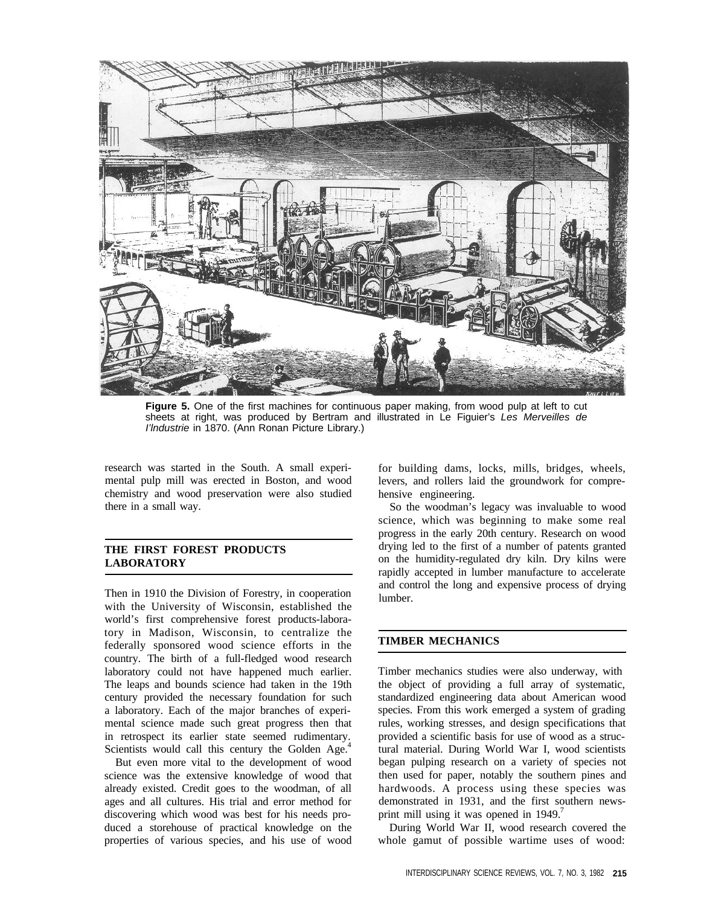**Figure 5.** One of the first machines for continuous paper making, from wood pulp at left to cut sheets at right, was produced by Bertram and illustrated in Le Figuier's *Les Merveilles de l'Industrie* in 1870. (Ann Ronan Picture Library.)

research was started in the South. A small experimental pulp mill was erected in Boston, and wood chemistry and wood preservation were also studied there in a small way.

## THE FIRST FOREST PRODUCTS LABORATORY

Then in 1910 the Division of Forestry, in cooperation with the University of Wisconsin, established the world's first comprehensive forest products-laboratory in Madison, Wisconsin, to centralize the federally sponsored wood science efforts in the country. The birth of a full-fledged wood research laboratory could not have happened much earlier. The leaps and bounds science had taken in the 19th century provided the necessary foundation for such a laboratory. Each of the major branches of experimental science made such great progress then that in retrospect its earlier state seemed rudimentary. Scientists would call this century the Golden Age.[4]

But even more vital to the development of wood science was the extensive knowledge of wood that already existed. Credit goes to the woodman, of all ages and all cultures. His trial and error method for discovering which wood was best for his needs produced a storehouse of practical knowledge on the properties of various species, and his use of wood for building dams, locks, mills, bridges, wheels, levers, and rollers laid the groundwork for comprehensive engineering.

So the woodman's legacy was invaluable to wood science, which was beginning to make some real progress in the early 20th century. Research on wood drying led to the first of a number of patents granted on the humidity-regulated dry kiln. Dry kilns were rapidly accepted in lumber manufacture to accelerate and control the long and expensive process of drying lumber.

## TIMBER MECHANICS

Timber mechanics studies were also underway, with the object of providing a full array of systematic, standardized engineering data about American wood species. From this work emerged a system of grading rules, working stresses, and design specifications that provided a scientific basis for use of wood as a structural material. During World War I, wood scientists began pulping research on a variety of species not then used for paper, notably the southern pines and hardwoods. A process using these species was demonstrated in 1931, and the first southern newsprint mill using it was opened in 1949.[7]

During World War II, wood research covered the whole gamut of possible wartime uses of wood: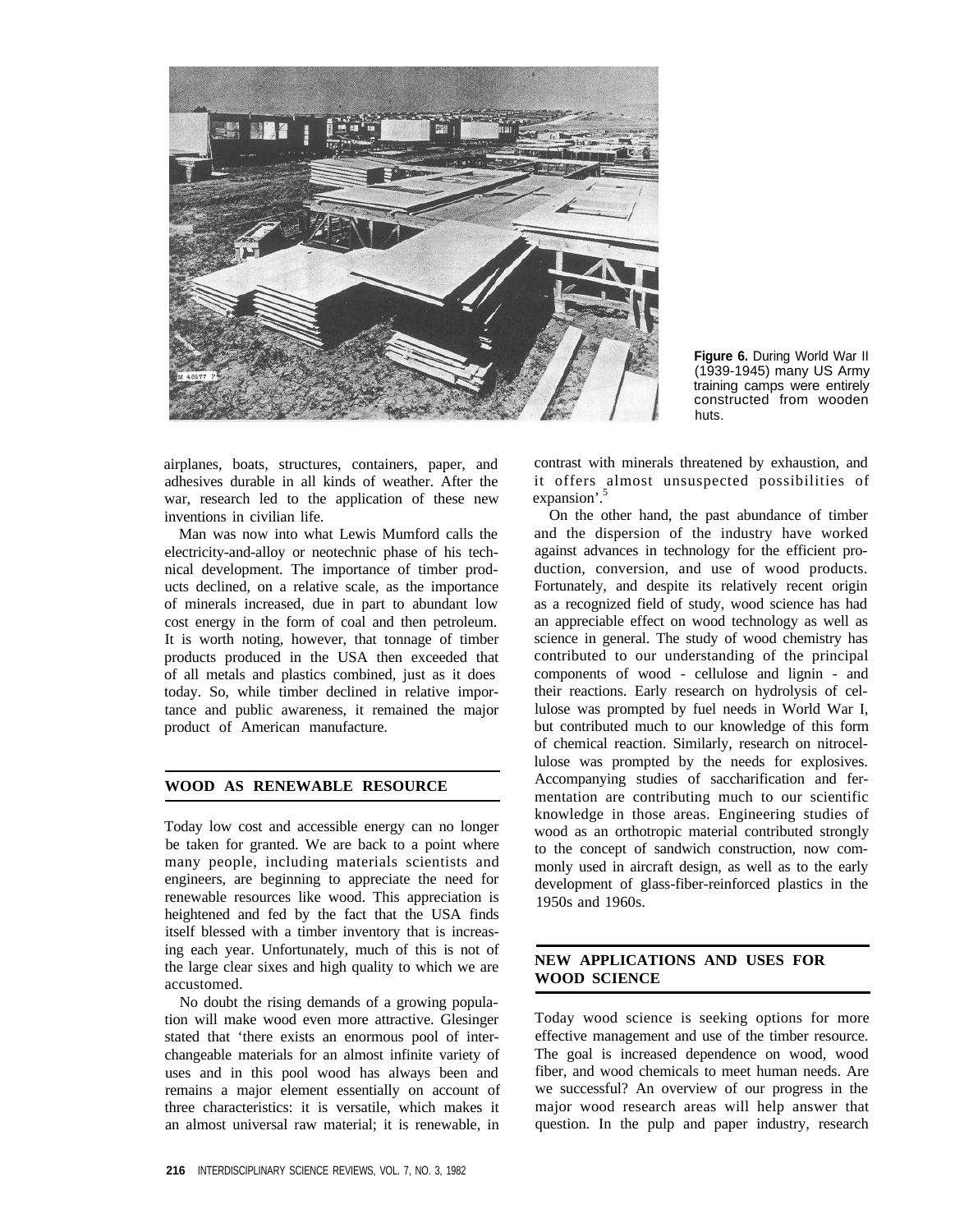Figure 6. During World War II (1939-1945) many US Army training camps were entirely constructed from wooden huts.

airplanes, boats, structures, containers, paper, and adhesives durable in all kinds of weather. After the war, research led to the application of these new inventions in civilian life.

Man was now into what Lewis Mumford calls the electricity-and-alloy or neotechnic phase of his technical development. The importance of timber products declined, on a relative scale, as the importance of minerals increased, due in part to abundant low cost energy in the form of coal and then petroleum. It is worth noting, however, that tonnage of timber products produced in the USA then exceeded that of all metals and plastics combined, just as it does today. So, while timber declined in relative importance and public awareness, it remained the major product of American manufacture.

## WOOD AS RENEWABLE RESOURCE

Today low cost and accessible energy can no longer be taken for granted. We are back to a point where many people, including materials scientists and engineers, are beginning to appreciate the need for renewable resources like wood. This appreciation is heightened and fed by the fact that the USA finds itself blessed with a timber inventory that is increasing each year. Unfortunately, much of this is not of the large clear sixes and high quality to which we are accustomed.

No doubt the rising demands of a growing population will make wood even more attractive. Glesinger stated that 'there exists an enormous pool of interchangeable materials for an almost infinite variety of uses and in this pool wood has always been and remains a major element essentially on account of three characteristics: it is versatile, which makes it an almost universal raw material; it is renewable, in contrast with minerals threatened by exhaustion, and it offers almost unsuspected possibilities of expansion'.[5]

On the other hand, the past abundance of timber and the dispersion of the industry have worked against advances in technology for the efficient production, conversion, and use of wood products. Fortunately, and despite its relatively recent origin as a recognized field of study, wood science has had an appreciable effect on wood technology as well as science in general. The study of wood chemistry has contributed to our understanding of the principal components of wood - cellulose and lignin - and their reactions. Early research on hydrolysis of cellulose was prompted by fuel needs in World War I, but contributed much to our knowledge of this form of chemical reaction. Similarly, research on nitrocellulose was prompted by the needs for explosives. Accompanying studies of saccharification and fermentation are contributing much to our scientific knowledge in those areas. Engineering studies of wood as an orthotropic material contributed strongly to the concept of sandwich construction, now commonly used in aircraft design, as well as to the early development of glass-fiber-reinforced plastics in the 1950s and 1960s.

## NEW APPLICATIONS AND USES FOR WOOD SCIENCE

Today wood science is seeking options for more effective management and use of the timber resource. The goal is increased dependence on wood, wood fiber, and wood chemicals to meet human needs. Are we successful? An overview of our progress in the major wood research areas will help answer that question. In the pulp and paper industry, research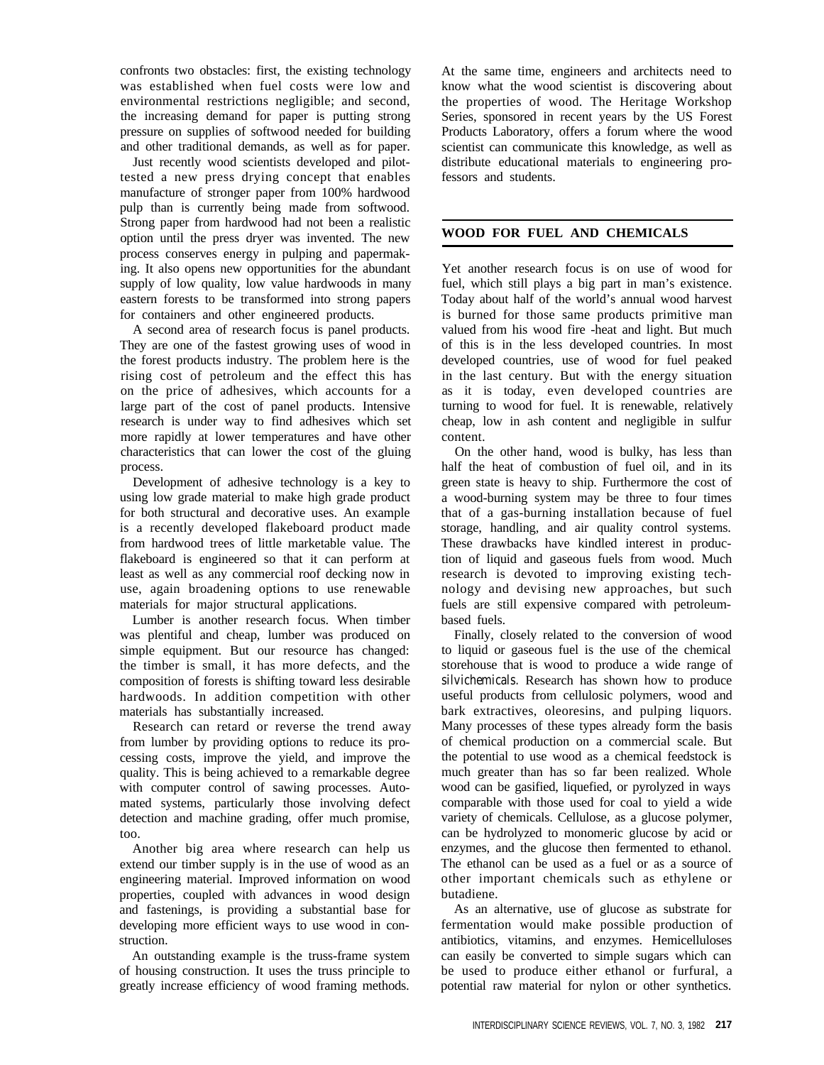confronts two obstacles: first, the existing technology was established when fuel costs were low and environmental restrictions negligible; and second, the increasing demand for paper is putting strong pressure on supplies of softwood needed for building and other traditional demands, as well as for paper.

Just recently wood scientists developed and pilot-tested a new press drying concept that enables manufacture of stronger paper from 100% hardwood pulp than is currently being made from softwood. Strong paper from hardwood had not been a realistic option until the press dryer was invented. The new process conserves energy in pulping and papermaking. It also opens new opportunities for the abundant supply of low quality, low value hardwoods in many eastern forests to be transformed into strong papers for containers and other engineered products.

A second area of research focus is panel products. They are one of the fastest growing uses of wood in the forest products industry. The problem here is the rising cost of petroleum and the effect this has on the price of adhesives, which accounts for a large part of the cost of panel products. Intensive research is under way to find adhesives which set more rapidly at lower temperatures and have other characteristics that can lower the cost of the gluing process.

Development of adhesive technology is a key to using low grade material to make high grade product for both structural and decorative uses. An example is a recently developed flakeboard product made from hardwood trees of little marketable value. The flakeboard is engineered so that it can perform at least as well as any commercial roof decking now in use, again broadening options to use renewable materials for major structural applications.

Lumber is another research focus. When timber was plentiful and cheap, lumber was produced on simple equipment. But our resource has changed: the timber is small, it has more defects, and the composition of forests is shifting toward less desirable hardwoods. In addition competition with other materials has substantially increased.

Research can retard or reverse the trend away from lumber by providing options to reduce its processing costs, improve the yield, and improve the quality. This is being achieved to a remarkable degree with computer control of sawing processes. Automated systems, particularly those involving defect detection and machine grading, offer much promise, too.

Another big area where research can help us extend our timber supply is in the use of wood as an engineering material. Improved information on wood properties, coupled with advances in wood design and fastenings, is providing a substantial base for developing more efficient ways to use wood in construction.

An outstanding example is the truss-frame system of housing construction. It uses the truss principle to greatly increase efficiency of wood framing methods. At the same time, engineers and architects need to know what the wood scientist is discovering about the properties of wood. The Heritage Workshop Series, sponsored in recent years by the US Forest Products Laboratory, offers a forum where the wood scientist can communicate this knowledge, as well as distribute educational materials to engineering professors and students.

## WOOD FOR FUEL AND CHEMICALS

Yet another research focus is on use of wood for fuel, which still plays a big part in man's existence. Today about half of the world's annual wood harvest is burned for those same products primitive man valued from his wood fire -heat and light. But much of this is in the less developed countries. In most developed countries, use of wood for fuel peaked in the last century. But with the energy situation as it is today, even developed countries are turning to wood for fuel. It is renewable, relatively cheap, low in ash content and negligible in sulfur content.

On the other hand, wood is bulky, has less than half the heat of combustion of fuel oil, and in its green state is heavy to ship. Furthermore the cost of a wood-burning system may be three to four times that of a gas-burning installation because of fuel storage, handling, and air quality control systems. These drawbacks have kindled interest in production of liquid and gaseous fuels from wood. Much research is devoted to improving existing technology and devising new approaches, but such fuels are still expensive compared with petroleum-based fuels.

Finally, closely related to the conversion of wood to liquid or gaseous fuel is the use of the chemical storehouse that is wood to produce a wide range of *silvichemicals*. Research has shown how to produce useful products from cellulosic polymers, wood and bark extractives, oleoresins, and pulping liquors. Many processes of these types already form the basis of chemical production on a commercial scale. But the potential to use wood as a chemical feedstock is much greater than has so far been realized. Whole wood can be gasified, liquefied, or pyrolyzed in ways comparable with those used for coal to yield a wide variety of chemicals. Cellulose, as a glucose polymer, can be hydrolyzed to monomeric glucose by acid or enzymes, and the glucose then fermented to ethanol. The ethanol can be used as a fuel or as a source of other important chemicals such as ethylene or butadiene.

As an alternative, use of glucose as substrate for fermentation would make possible production of antibiotics, vitamins, and enzymes. Hemicelluloses can easily be converted to simple sugars which can be used to produce either ethanol or furfural, a potential raw material for nylon or other synthetics.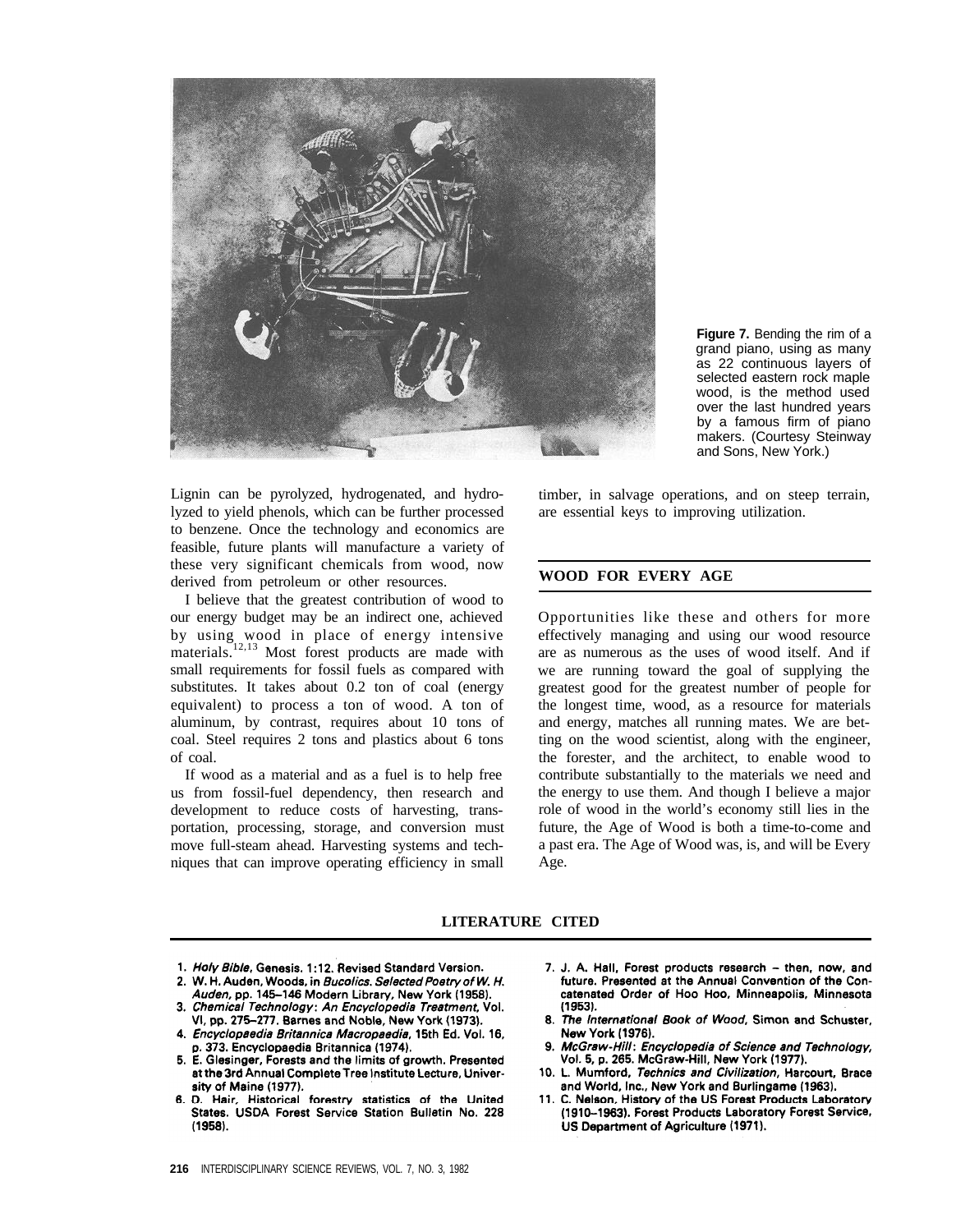**Figure 7.** Bending the rim of a grand piano, using as many as 22 continuous layers of selected eastern rock maple wood, is the method used over the last hundred years by a famous firm of piano makers. (Courtesy Steinway and Sons, New York.)

Lignin can be pyrolyzed, hydrogenated, and hydrolyzed to yield phenols, which can be further processed to benzene. Once the technology and economics are feasible, future plants will manufacture a variety of these very significant chemicals from wood, now derived from petroleum or other resources.

I believe that the greatest contribution of wood to our energy budget may be an indirect one, achieved by using wood in place of energy intensive materials.[12,13] Most forest products are made with small requirements for fossil fuels as compared with substitutes. It takes about 0.2 ton of coal (energy equivalent) to process a ton of wood. A ton of aluminum, by contrast, requires about 10 tons of coal. Steel requires 2 tons and plastics about 6 tons of coal.

If wood as a material and as a fuel is to help free us from fossil-fuel dependency, then research and development to reduce costs of harvesting, transportation, processing, storage, and conversion must move full-steam ahead. Harvesting systems and techniques that can improve operating efficiency in small timber, in salvage operations, and on steep terrain, are essential keys to improving utilization.

## WOOD FOR EVERY AGE

Opportunities like these and others for more effectively managing and using our wood resource are as numerous as the uses of wood itself. And if we are running toward the goal of supplying the greatest good for the greatest number of people for the longest time, wood, as a resource for materials and energy, matches all running mates. We are betting on the wood scientist, along with the engineer, the forester, and the architect, to enable wood to contribute substantially to the materials we need and the energy to use them. And though I believe a major role of wood in the world's economy still lies in the future, the Age of Wood is both a time-to-come and a past era. The Age of Wood was, is, and will be Every Age.

## LITERATURE CITED

1. *Holy Bible*, Genesis. 1:12. Revised Standard Version.
2. W. H. Auden, Woods, in *Bucolics. Selected Poetry of W. H. Auden*, pp. 145–146 Modern Library, New York (1958).
3. *Chemical Technology: An Encyclopedia Treatment*, Vol. VI, pp. 275–277. Barnes and Noble, New York (1973).
4. *Encyclopaedia Britannica Macropaedia*, 15th Ed. Vol. 16, p. 373. Encyclopaedia Britannica (1974).
5. E. Glesinger, Forests and the limits of growth. Presented at the 3rd Annual Complete Tree Institute Lecture, University of Maine (1977).
6. D. Hair, Historical forestry statistics of the United States. USDA Forest Service Station Bulletin No. 228 (1958).
7. J. A. Hall, Forest products research – then, now, and future. Presented at the Annual Convention of the Concatenated Order of Hoo Hoo, Minneapolis, Minnesota (1953).
8. *The International Book of Wood*, Simon and Schuster, New York (1976).
9. *McGraw-Hill: Encyclopedia of Science and Technology*, Vol. 5, p. 265. McGraw-Hill, New York (1977).
10. L. Mumford, *Technics and Civilization*, Harcourt, Brace and World, Inc., New York and Burlingame (1963).
11. C. Nelson, History of the US Forest Products Laboratory (1910–1963). Forest Products Laboratory Forest Service, US Department of Agriculture (1971).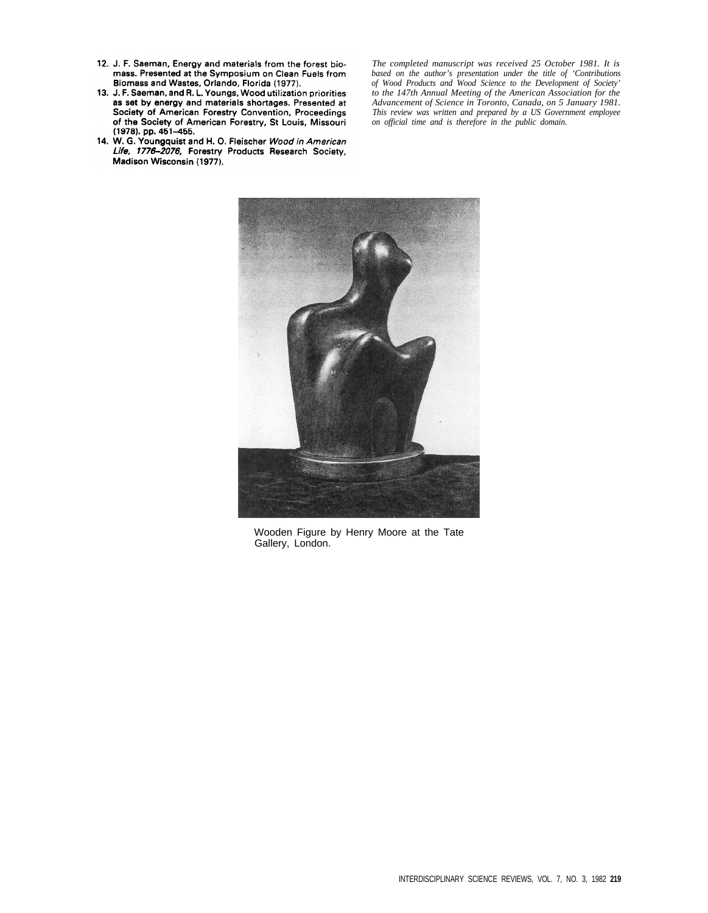12. J. F. Saeman, Energy and materials from the forest biomass. Presented at the Symposium on Clean Fuels from Biomass and Wastes, Orlando, Florida (1977).
13. J. F. Saeman, and R. L. Youngs, Wood utilization priorities as set by energy and materials shortages. Presented at Society of American Forestry Convention, Proceedings of the Society of American Forestry, St Louis, Missouri (1978). pp. 451–455.
14. W. G. Youngquist and H. O. Fleischer *Wood in American Life, 1776–2076,* Forestry Products Research Society, Madison Wisconsin (1977).

*The completed manuscript was received 25 October 1981. It is based on the author's presentation under the title of 'Contributions of Wood Products and Wood Science to the Development of Society' to the 147th Annual Meeting of the American Association for the Advancement of Science in Toronto, Canada, on 5 January 1981. This review was written and prepared by a US Government employee on official time and is therefore in the public domain.*

Wooden Figure by Henry Moore at the Tate Gallery, London.